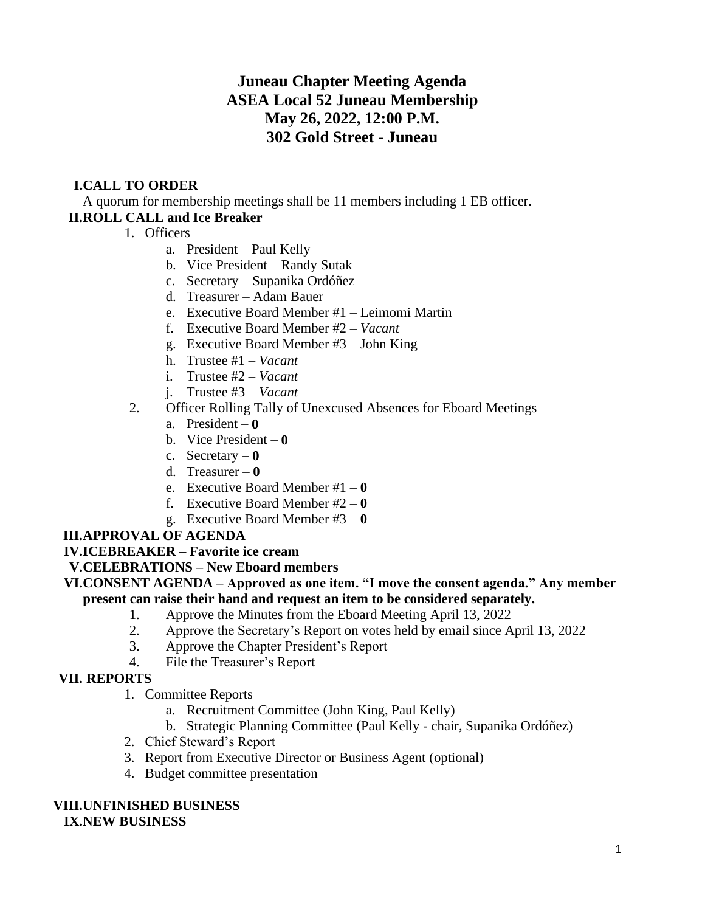# Juneau Chapter Meeting Agenda
# ASEA Local 52 Juneau Membership
# May 26, 2022, 12:00 P.M.
# 302 Gold Street - Juneau

**I. CALL TO ORDER**

A quorum for membership meetings shall be 11 members including 1 EB officer.

**II. ROLL CALL and Ice Breaker**

1. Officers
   a. President – Paul Kelly
   b. Vice President – Randy Sutak
   c. Secretary – Supanika Ordóñez
   d. Treasurer – Adam Bauer
   e. Executive Board Member #1 – Leimomi Martin
   f. Executive Board Member #2 – *Vacant*
   g. Executive Board Member #3 – John King
   h. Trustee #1 – *Vacant*
   i. Trustee #2 – *Vacant*
   j. Trustee #3 – *Vacant*
2. Officer Rolling Tally of Unexcused Absences for Eboard Meetings
   a. President – **0**
   b. Vice President – **0**
   c. Secretary – **0**
   d. Treasurer – **0**
   e. Executive Board Member #1 – **0**
   f. Executive Board Member #2 – **0**
   g. Executive Board Member #3 – **0**

**III. APPROVAL OF AGENDA**

**IV. ICEBREAKER – Favorite ice cream**

**V. CELEBRATIONS – New Eboard members**

**VI. CONSENT AGENDA – Approved as one item. "I move the consent agenda." Any member present can raise their hand and request an item to be considered separately.**

1. Approve the Minutes from the Eboard Meeting April 13, 2022
2. Approve the Secretary's Report on votes held by email since April 13, 2022
3. Approve the Chapter President's Report
4. File the Treasurer's Report

**VII. REPORTS**

1. Committee Reports
   a. Recruitment Committee (John King, Paul Kelly)
   b. Strategic Planning Committee (Paul Kelly - chair, Supanika Ordóñez)
2. Chief Steward's Report
3. Report from Executive Director or Business Agent (optional)
4. Budget committee presentation

**VIII. UNFINISHED BUSINESS**

**IX. NEW BUSINESS**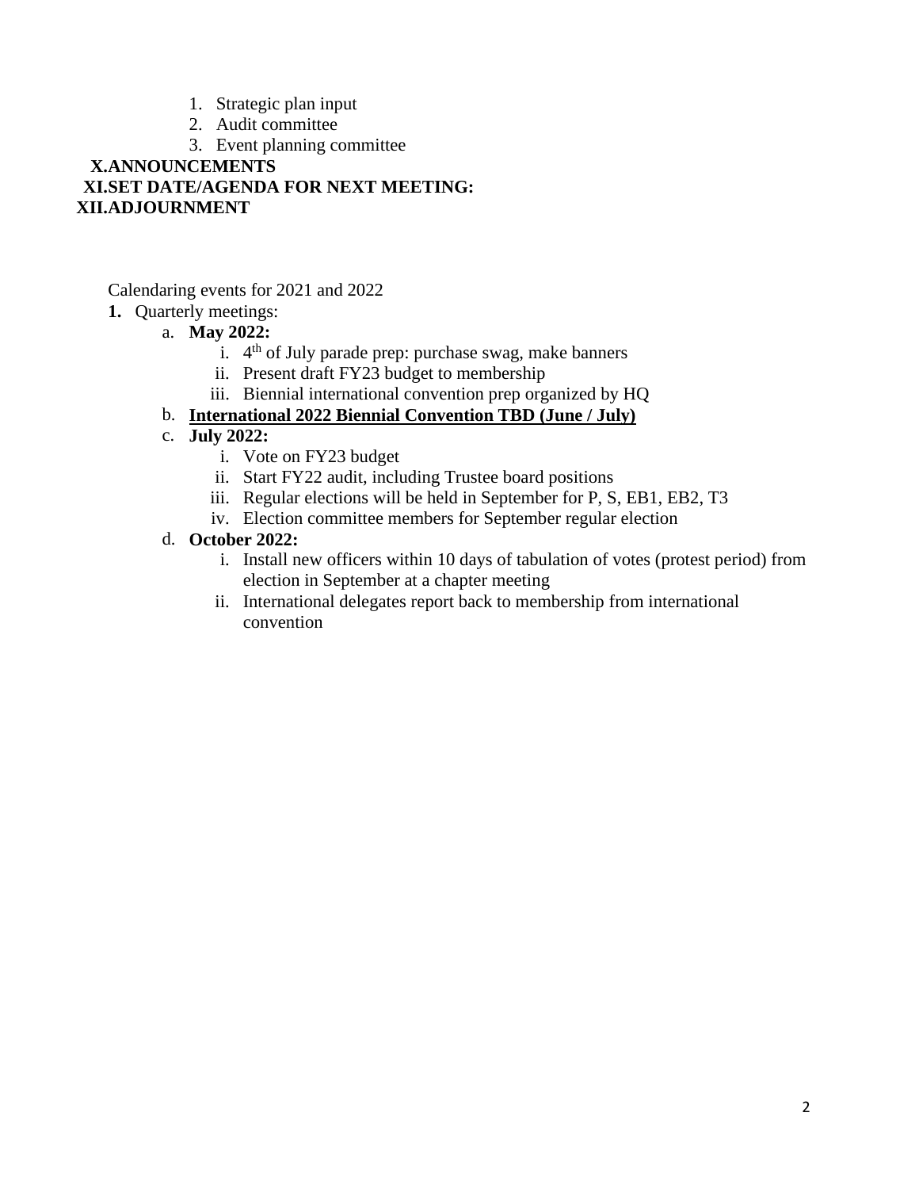1. Strategic plan input
2. Audit committee
3. Event planning committee

**X. ANNOUNCEMENTS**

**XI. SET DATE/AGENDA FOR NEXT MEETING:**

**XII. ADJOURNMENT**

Calendaring events for 2021 and 2022

**1.** Quarterly meetings:

a. **May 2022:**
   - i. 4th of July parade prep: purchase swag, make banners
   - ii. Present draft FY23 budget to membership
   - iii. Biennial international convention prep organized by HQ

b. **International 2022 Biennial Convention TBD (June / July)**

c. **July 2022:**
   - i. Vote on FY23 budget
   - ii. Start FY22 audit, including Trustee board positions
   - iii. Regular elections will be held in September for P, S, EB1, EB2, T3
   - iv. Election committee members for September regular election

d. **October 2022:**
   - i. Install new officers within 10 days of tabulation of votes (protest period) from election in September at a chapter meeting
   - ii. International delegates report back to membership from international convention